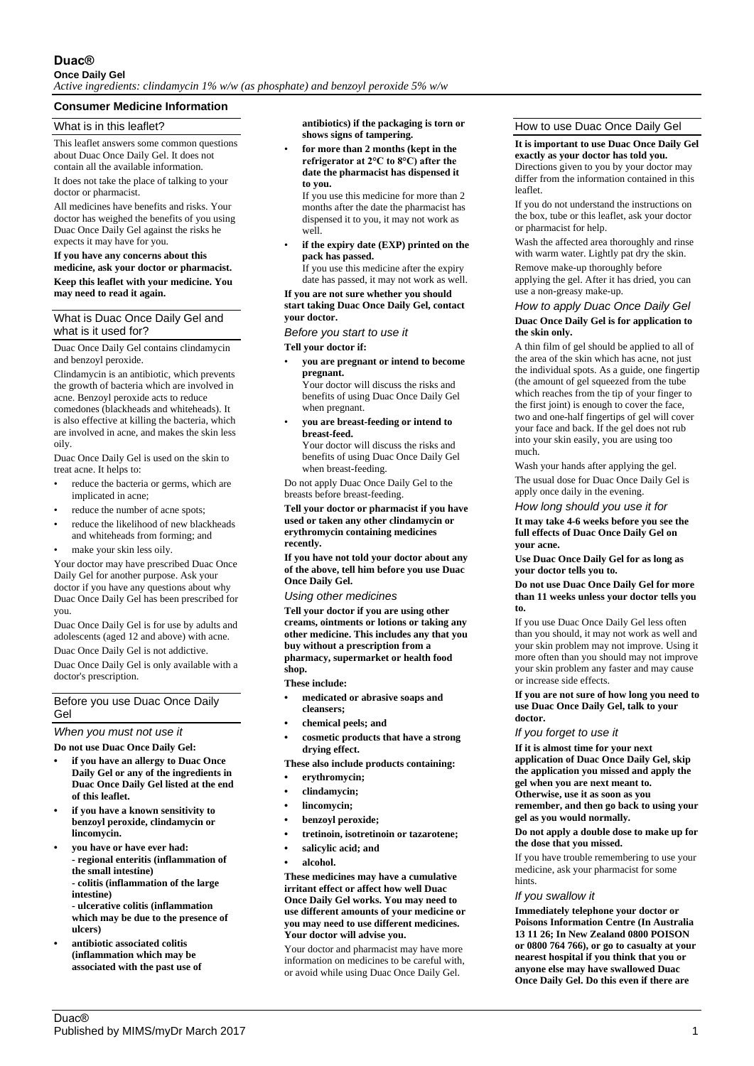# Duac®

**Once Daily Gel**

*Active ingredients: clindamycin 1% w/w (as phosphate) and benzoyl peroxide 5% w/w*

## Consumer Medicine Information

### What is in this leaflet?

This leaflet answers some common questions about Duac Once Daily Gel. It does not contain all the available information.

It does not take the place of talking to your doctor or pharmacist.

All medicines have benefits and risks. Your doctor has weighed the benefits of you using Duac Once Daily Gel against the risks he expects it may have for you.

**If you have any concerns about this medicine, ask your doctor or pharmacist.**

**Keep this leaflet with your medicine. You may need to read it again.**

### What is Duac Once Daily Gel and what is it used for?

Duac Once Daily Gel contains clindamycin and benzoyl peroxide.

Clindamycin is an antibiotic, which prevents the growth of bacteria which are involved in acne. Benzoyl peroxide acts to reduce comedones (blackheads and whiteheads). It is also effective at killing the bacteria, which are involved in acne, and makes the skin less oily.

Duac Once Daily Gel is used on the skin to treat acne. It helps to:

- reduce the bacteria or germs, which are implicated in acne;
- reduce the number of acne spots;
- reduce the likelihood of new blackheads and whiteheads from forming; and
- make your skin less oily.

Your doctor may have prescribed Duac Once Daily Gel for another purpose. Ask your doctor if you have any questions about why Duac Once Daily Gel has been prescribed for you.

Duac Once Daily Gel is for use by adults and adolescents (aged 12 and above) with acne.

Duac Once Daily Gel is not addictive.

Duac Once Daily Gel is only available with a doctor's prescription.

### Before you use Duac Once Daily Gel

#### *When you must not use it*

**Do not use Duac Once Daily Gel:**

- **if you have an allergy to Duac Once Daily Gel or any of the ingredients in Duac Once Daily Gel listed at the end of this leaflet.**
- **if you have a known sensitivity to benzoyl peroxide, clindamycin or lincomycin.**
- **you have or have ever had:**
  **- regional enteritis (inflammation of the small intestine)**
  **- colitis (inflammation of the large intestine)**
  **- ulcerative colitis (inflammation which may be due to the presence of ulcers)**
- **antibiotic associated colitis (inflammation which may be associated with the past use of antibiotics) if the packaging is torn or shows signs of tampering.**
- **for more than 2 months (kept in the refrigerator at 2°C to 8°C) after the date the pharmacist has dispensed it to you.**
  If you use this medicine for more than 2 months after the date the pharmacist has dispensed it to you, it may not work as well.
- **if the expiry date (EXP) printed on the pack has passed.**
  If you use this medicine after the expiry date has passed, it may not work as well.

**If you are not sure whether you should start taking Duac Once Daily Gel, contact your doctor.**

#### *Before you start to use it*

**Tell your doctor if:**

- **you are pregnant or intend to become pregnant.**
  Your doctor will discuss the risks and benefits of using Duac Once Daily Gel when pregnant.
- **you are breast-feeding or intend to breast-feed.**
  Your doctor will discuss the risks and benefits of using Duac Once Daily Gel when breast-feeding.

Do not apply Duac Once Daily Gel to the breasts before breast-feeding.

**Tell your doctor or pharmacist if you have used or taken any other clindamycin or erythromycin containing medicines recently.**

**If you have not told your doctor about any of the above, tell him before you use Duac Once Daily Gel.**

#### *Using other medicines*

**Tell your doctor if you are using other creams, ointments or lotions or taking any other medicine. This includes any that you buy without a prescription from a pharmacy, supermarket or health food shop.**

**These include:**

- **medicated or abrasive soaps and cleansers;**
- **chemical peels; and**
- **cosmetic products that have a strong drying effect.**

**These also include products containing:**

- **erythromycin;**
- **clindamycin;**
- **lincomycin;**
- **benzoyl peroxide;**
- **tretinoin, isotretinoin or tazarotene;**
- **salicylic acid; and**
- **alcohol.**

**These medicines may have a cumulative irritant effect or affect how well Duac Once Daily Gel works. You may need to use different amounts of your medicine or you may need to use different medicines. Your doctor will advise you.**

Your doctor and pharmacist may have more information on medicines to be careful with, or avoid while using Duac Once Daily Gel.

### How to use Duac Once Daily Gel

**It is important to use Duac Once Daily Gel exactly as your doctor has told you.** Directions given to you by your doctor may differ from the information contained in this leaflet.

If you do not understand the instructions on the box, tube or this leaflet, ask your doctor or pharmacist for help.

Wash the affected area thoroughly and rinse with warm water. Lightly pat dry the skin.

Remove make-up thoroughly before applying the gel. After it has dried, you can use a non-greasy make-up.

#### *How to apply Duac Once Daily Gel*

**Duac Once Daily Gel is for application to the skin only.**

A thin film of gel should be applied to all of the area of the skin which has acne, not just the individual spots. As a guide, one fingertip (the amount of gel squeezed from the tube which reaches from the tip of your finger to the first joint) is enough to cover the face, two and one-half fingertips of gel will cover your face and back. If the gel does not rub into your skin easily, you are using too much.

Wash your hands after applying the gel.

The usual dose for Duac Once Daily Gel is apply once daily in the evening.

#### *How long should you use it for*

**It may take 4-6 weeks before you see the full effects of Duac Once Daily Gel on your acne.**

**Use Duac Once Daily Gel for as long as your doctor tells you to.**

**Do not use Duac Once Daily Gel for more than 11 weeks unless your doctor tells you to.**

If you use Duac Once Daily Gel less often than you should, it may not work as well and your skin problem may not improve. Using it more often than you should may not improve your skin problem any faster and may cause or increase side effects.

**If you are not sure of how long you need to use Duac Once Daily Gel, talk to your doctor.**

#### *If you forget to use it*

**If it is almost time for your next application of Duac Once Daily Gel, skip the application you missed and apply the gel when you are next meant to. Otherwise, use it as soon as you remember, and then go back to using your gel as you would normally.**

**Do not apply a double dose to make up for the dose that you missed.**

If you have trouble remembering to use your medicine, ask your pharmacist for some hints.

#### *If you swallow it*

**Immediately telephone your doctor or Poisons Information Centre (In Australia 13 11 26; In New Zealand 0800 POISON or 0800 764 766), or go to casualty at your nearest hospital if you think that you or anyone else may have swallowed Duac Once Daily Gel. Do this even if there are**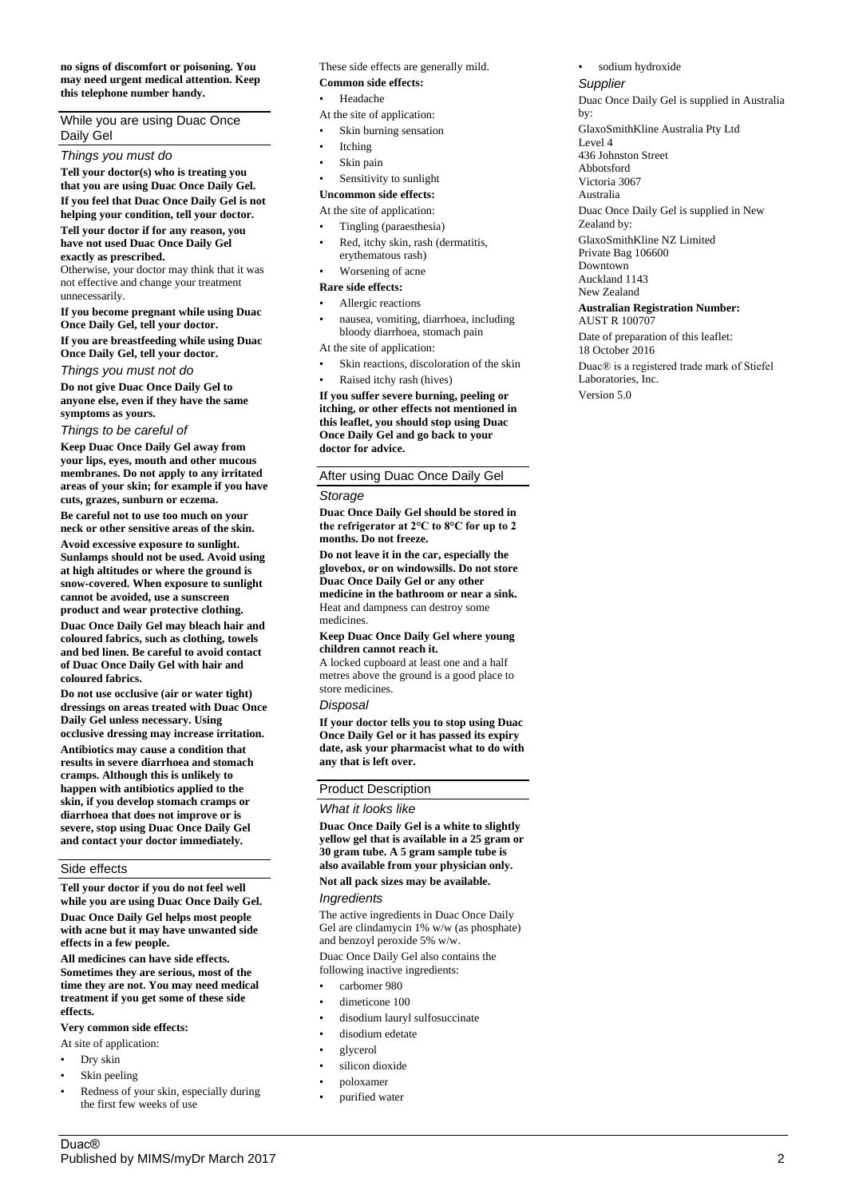**no signs of discomfort or poisoning. You may need urgent medical attention. Keep this telephone number handy.**

## While you are using Duac Once Daily Gel

### *Things you must do*

**Tell your doctor(s) who is treating you that you are using Duac Once Daily Gel.**

**If you feel that Duac Once Daily Gel is not helping your condition, tell your doctor.**

**Tell your doctor if for any reason, you have not used Duac Once Daily Gel exactly as prescribed.**

Otherwise, your doctor may think that it was not effective and change your treatment unnecessarily.

**If you become pregnant while using Duac Once Daily Gel, tell your doctor.**

**If you are breastfeeding while using Duac Once Daily Gel, tell your doctor.**

### *Things you must not do*

**Do not give Duac Once Daily Gel to anyone else, even if they have the same symptoms as yours.**

### *Things to be careful of*

**Keep Duac Once Daily Gel away from your lips, eyes, mouth and other mucous membranes. Do not apply to any irritated areas of your skin; for example if you have cuts, grazes, sunburn or eczema.**

**Be careful not to use too much on your neck or other sensitive areas of the skin.**

**Avoid excessive exposure to sunlight. Sunlamps should not be used. Avoid using at high altitudes or where the ground is snow-covered. When exposure to sunlight cannot be avoided, use a sunscreen product and wear protective clothing.**

**Duac Once Daily Gel may bleach hair and coloured fabrics, such as clothing, towels and bed linen. Be careful to avoid contact of Duac Once Daily Gel with hair and coloured fabrics.**

**Do not use occlusive (air or water tight) dressings on areas treated with Duac Once Daily Gel unless necessary. Using occlusive dressing may increase irritation.**

**Antibiotics may cause a condition that results in severe diarrhoea and stomach cramps. Although this is unlikely to happen with antibiotics applied to the skin, if you develop stomach cramps or diarrhoea that does not improve or is severe, stop using Duac Once Daily Gel and contact your doctor immediately.**

## Side effects

**Tell your doctor if you do not feel well while you are using Duac Once Daily Gel.**

**Duac Once Daily Gel helps most people with acne but it may have unwanted side effects in a few people.**

**All medicines can have side effects. Sometimes they are serious, most of the time they are not. You may need medical treatment if you get some of these side effects.**

**Very common side effects:**

At site of application:

- Dry skin
- Skin peeling
- Redness of your skin, especially during the first few weeks of use

These side effects are generally mild.

**Common side effects:**

- Headache

At the site of application:

- Skin burning sensation
- Itching
- Skin pain
- Sensitivity to sunlight

**Uncommon side effects:**

At the site of application:

- Tingling (paraesthesia)
- Red, itchy skin, rash (dermatitis, erythematous rash)
- Worsening of acne

**Rare side effects:**

- Allergic reactions
- nausea, vomiting, diarrhoea, including bloody diarrhoea, stomach pain

At the site of application:

- Skin reactions, discoloration of the skin
- Raised itchy rash (hives)

**If you suffer severe burning, peeling or itching, or other effects not mentioned in this leaflet, you should stop using Duac Once Daily Gel and go back to your doctor for advice.**

## After using Duac Once Daily Gel

### *Storage*

**Duac Once Daily Gel should be stored in the refrigerator at 2°C to 8°C for up to 2 months. Do not freeze.**

**Do not leave it in the car, especially the glovebox, or on windowsills. Do not store Duac Once Daily Gel or any other medicine in the bathroom or near a sink.** Heat and dampness can destroy some medicines.

**Keep Duac Once Daily Gel where young children cannot reach it.**

A locked cupboard at least one and a half metres above the ground is a good place to store medicines.

### *Disposal*

**If your doctor tells you to stop using Duac Once Daily Gel or it has passed its expiry date, ask your pharmacist what to do with any that is left over.**

## Product Description

### *What it looks like*

**Duac Once Daily Gel is a white to slightly yellow gel that is available in a 25 gram or 30 gram tube. A 5 gram sample tube is also available from your physician only.**

**Not all pack sizes may be available.**

### *Ingredients*

The active ingredients in Duac Once Daily Gel are clindamycin 1% w/w (as phosphate) and benzoyl peroxide 5% w/w.

Duac Once Daily Gel also contains the following inactive ingredients:

- carbomer 980
- dimeticone 100
- disodium lauryl sulfosuccinate
- disodium edetate
- glycerol
- silicon dioxide
- poloxamer
- purified water
- sodium hydroxide

### *Supplier*

Duac Once Daily Gel is supplied in Australia by:

GlaxoSmithKline Australia Pty Ltd
Level 4
436 Johnston Street
Abbotsford
Victoria 3067
Australia

Duac Once Daily Gel is supplied in New Zealand by:

GlaxoSmithKline NZ Limited
Private Bag 106600
Downtown
Auckland 1143
New Zealand

**Australian Registration Number:**
AUST R 100707

Date of preparation of this leaflet:
18 October 2016

Duac® is a registered trade mark of Stiefel Laboratories, Inc.

Version 5.0